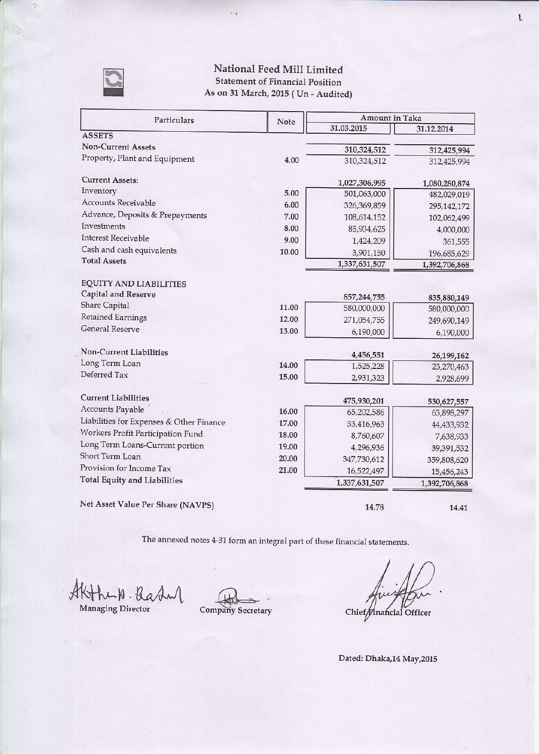# National Feed Mill Limited

## Statement of Financial Position

### As on 31 March, 2015 ( Un - Audited)

| Particulars | Note | Amount in Taka | |
|---|---|---|---|
| | | 31.03.2015 | 31.12.2014 |
| **ASSETS** | | | |
| Non-Current Assets | | 310,324,512 | 312,425,994 |
| Property, Plant and Equipment | 4.00 | 310,324,512 | 312,425,994 |
| | | | |
| Current Assets: | | 1,027,306,995 | 1,080,280,874 |
| Inventory | 5.00 | 501,063,000 | 482,029,019 |
| Accounts Receivable | 6.00 | 326,369,859 | 295,142,172 |
| Advance, Deposits & Prepayments | 7.00 | 108,614,152 | 102,062,499 |
| Investments | 8.00 | 85,934,625 | 4,000,000 |
| Interest Receivable | 9.00 | 1,424,209 | 361,555 |
| Cash and cash equivalents | 10.00 | 3,901,150 | 196,685,629 |
| Total Assets | | 1,337,631,507 | 1,392,706,868 |
| | | | |
| EQUITY AND LIABILITIES | | | |
| Capital and Reserve | | 857,244,755 | 835,880,149 |
| Share Capital | 11.00 | 580,000,000 | 580,000,000 |
| Retained Earnings | 12.00 | 271,054,755 | 249,690,149 |
| General Reserve | 13.00 | 6,190,000 | 6,190,000 |
| | | | |
| Non-Current Liabilities | | 4,456,551 | 26,199,162 |
| Long Term Loan | 14.00 | 1,525,228 | 23,270,463 |
| Deferred Tax | 15.00 | 2,931,323 | 2,928,699 |
| | | | |
| Current Liabilities | | 475,930,201 | 530,627,557 |
| Accounts Payable | 16.00 | 65,202,586 | 63,898,297 |
| Liabilities for Expenses & Other Finance | 17.00 | 33,416,963 | 44,433,932 |
| Workers Profit Participation Fund | 18.00 | 8,760,607 | 7,638,933 |
| Long Term Loans-Current portion | 19.00 | 4,296,936 | 39,391,532 |
| Short Term Loan | 20.00 | 347,730,612 | 359,808,620 |
| Provision for Income Tax | 21.00 | 16,522,497 | 15,456,243 |
| Total Equity and Liabilities | | 1,337,631,507 | 1,392,706,868 |
| | | | |
| Net Asset Value Per Share (NAVPS) | | 14.78 | 14.41 |

The annexed notes 4-31 form an integral part of these financial statements.

Managing Director — Company Secretary — Chief Financial Officer

Dated: Dhaka,14 May,2015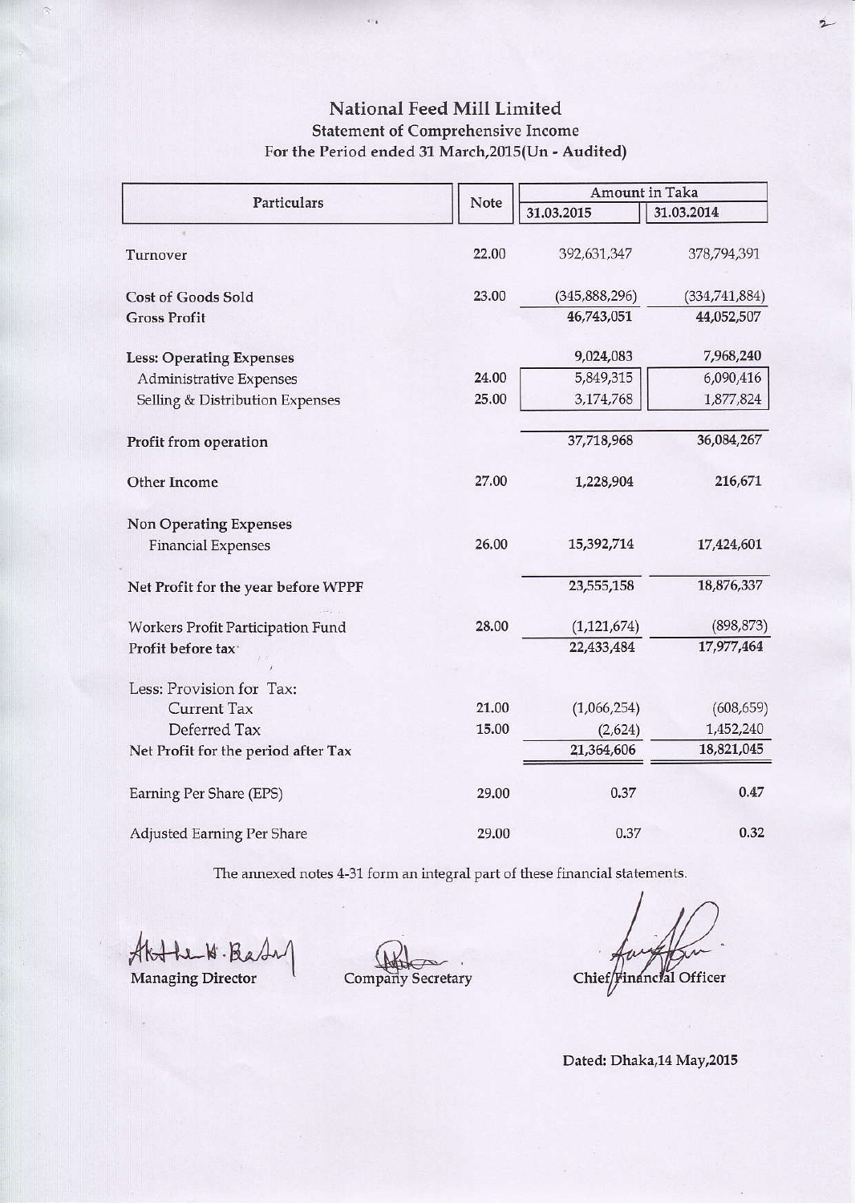# National Feed Mill Limited

## Statement of Comprehensive Income

### For the Period ended 31 March,2015(Un - Audited)

| Particulars | Note | Amount in Taka | |
|---|---|---|---|
| | | 31.03.2015 | 31.03.2014 |
| Turnover | 22.00 | 392,631,347 | 378,794,391 |
| Cost of Goods Sold | 23.00 | (345,888,296) | (334,741,884) |
| Gross Profit | | 46,743,051 | 44,052,507 |
| Less: Operating Expenses | | 9,024,083 | 7,968,240 |
| Administrative Expenses | 24.00 | 5,849,315 | 6,090,416 |
| Selling & Distribution Expenses | 25.00 | 3,174,768 | 1,877,824 |
| Profit from operation | | 37,718,968 | 36,084,267 |
| Other Income | 27.00 | 1,228,904 | 216,671 |
| Non Operating Expenses | | | |
| Financial Expenses | 26.00 | 15,392,714 | 17,424,601 |
| Net Profit for the year before WPPF | | 23,555,158 | 18,876,337 |
| Workers Profit Participation Fund | 28.00 | (1,121,674) | (898,873) |
| Profit before tax | | 22,433,484 | 17,977,464 |
| Less: Provision for Tax: | | | |
| Current Tax | 21.00 | (1,066,254) | (608,659) |
| Deferred Tax | 15.00 | (2,624) | 1,452,240 |
| Net Profit for the period after Tax | | 21,364,606 | 18,821,045 |
| Earning Per Share (EPS) | 29.00 | 0.37 | 0.47 |
| Adjusted Earning Per Share | 29.00 | 0.37 | 0.32 |

The annexed notes 4-31 form an integral part of these financial statements.

Managing Director &emsp;&emsp; Company Secretary &emsp;&emsp; Chief Financial Officer

Dated: Dhaka,14 May,2015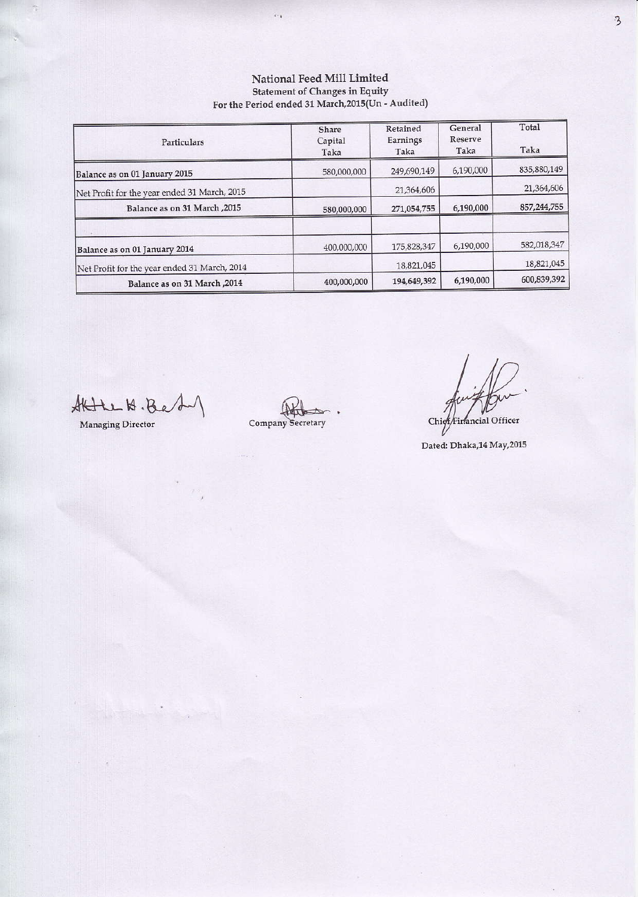# National Feed Mill Limited

## Statement of Changes in Equity

### For the Period ended 31 March,2015(Un - Audited)

| Particulars | Share Capital Taka | Retained Earnings Taka | General Reserve Taka | Total Taka |
|---|---|---|---|---|
| Balance as on 01 January 2015 | 580,000,000 | 249,690,149 | 6,190,000 | 835,880,149 |
| Net Profit for the year ended 31 March, 2015 | | 21,364,606 | | 21,364,606 |
| **Balance as on 31 March ,2015** | 580,000,000 | 271,054,755 | 6,190,000 | 857,244,755 |
| | | | | |
| Balance as on 01 January 2014 | 400,000,000 | 175,828,347 | 6,190,000 | 582,018,347 |
| Net Profit for the year ended 31 March, 2014 | | 18,821,045 | | 18,821,045 |
| **Balance as on 31 March ,2014** | 400,000,000 | 194,649,392 | 6,190,000 | 600,839,392 |

Managing Director

Company Secretary

Chief Financial Officer

Dated: Dhaka,14 May,2015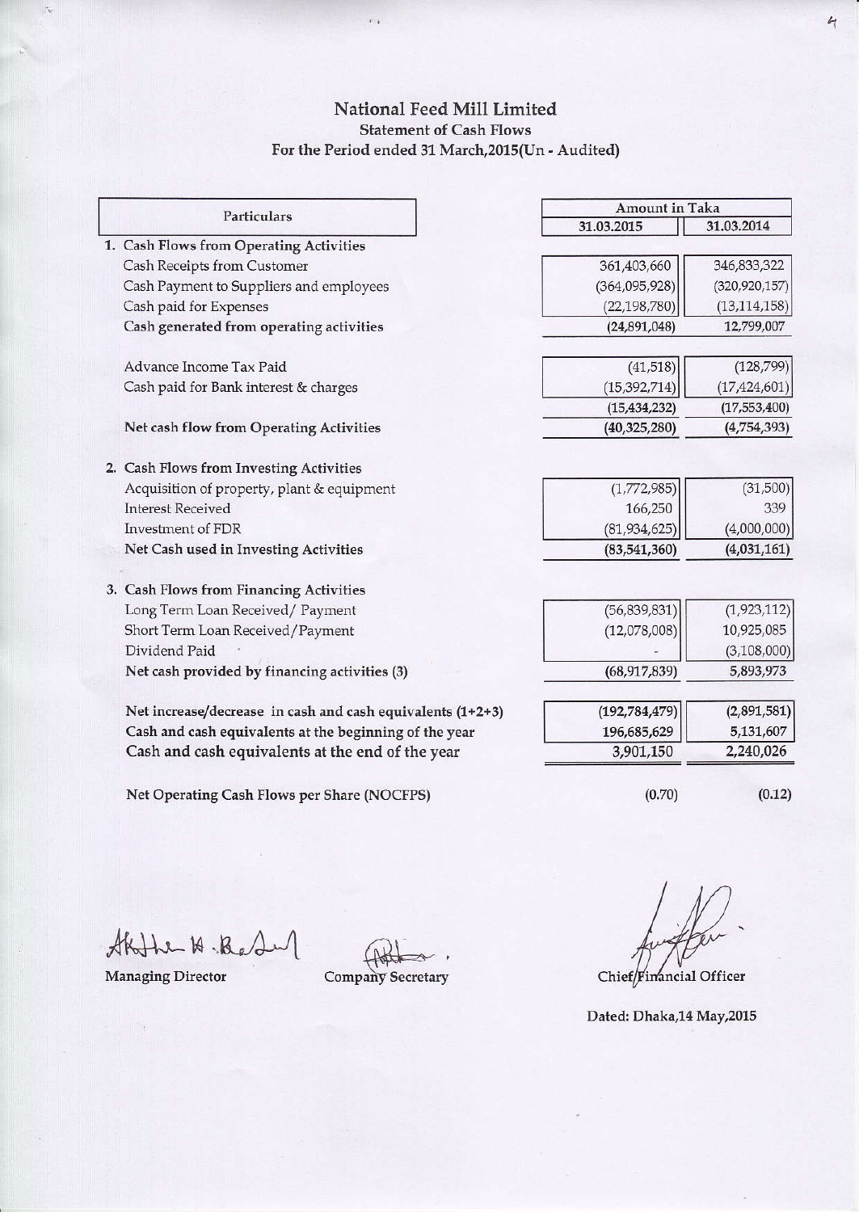# National Feed Mill Limited

## Statement of Cash Flows

### For the Period ended 31 March,2015(Un - Audited)

| Particulars | Amount in Taka | |
|---|---|---|
| | 31.03.2015 | 31.03.2014 |
| **1. Cash Flows from Operating Activities** | | |
| Cash Receipts from Customer | 361,403,660 | 346,833,322 |
| Cash Payment to Suppliers and employees | (364,095,928) | (320,920,157) |
| Cash paid for Expenses | (22,198,780) | (13,114,158) |
| **Cash generated from operating activities** | **(24,891,048)** | **12,799,007** |
| Advance Income Tax Paid | (41,518) | (128,799) |
| Cash paid for Bank interest & charges | (15,392,714) | (17,424,601) |
| | **(15,434,232)** | **(17,553,400)** |
| **Net cash flow from Operating Activities** | **(40,325,280)** | **(4,754,393)** |
| **2. Cash Flows from Investing Activities** | | |
| Acquisition of property, plant & equipment | (1,772,985) | (31,500) |
| Interest Received | 166,250 | 339 |
| Investment of FDR | (81,934,625) | (4,000,000) |
| **Net Cash used in Investing Activities** | **(83,541,360)** | **(4,031,161)** |
| **3. Cash Flows from Financing Activities** | | |
| Long Term Loan Received/ Payment | (56,839,831) | (1,923,112) |
| Short Term Loan Received/Payment | (12,078,008) | 10,925,085 |
| Dividend Paid | - | (3,108,000) |
| **Net cash provided by financing activities (3)** | **(68,917,839)** | **5,893,973** |
| **Net increase/decrease in cash and cash equivalents (1+2+3)** | **(192,784,479)** | **(2,891,581)** |
| **Cash and cash equivalents at the beginning of the year** | **196,685,629** | **5,131,607** |
| **Cash and cash equivalents at the end of the year** | **3,901,150** | **2,240,026** |
| Net Operating Cash Flows per Share (NOCFPS) | (0.70) | (0.12) |

Managing Director

Company Secretary

Chief Financial Officer

Dated: Dhaka,14 May,2015